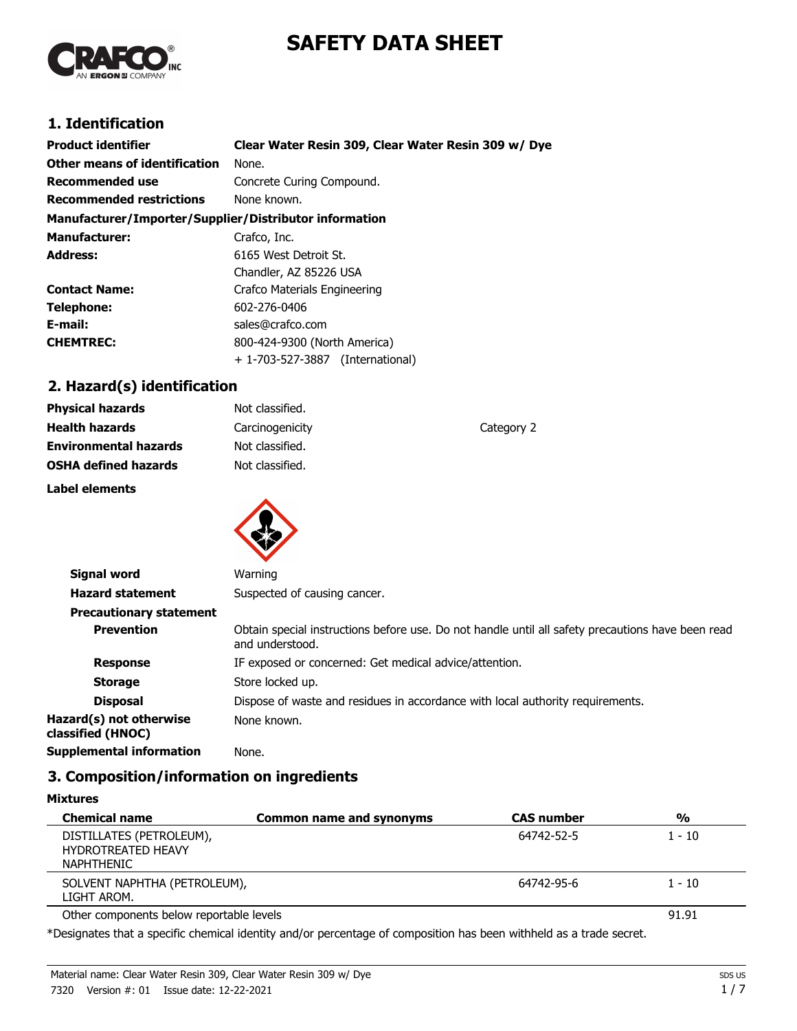# SAFETY DATA SHEET

## 1. Identification

**Product identifier** **Clear Water Resin 309, Clear Water Resin 309 w/ Dye**

**Other means of identification** None.

**Recommended use** Concrete Curing Compound.

**Recommended restrictions** None known.

**Manufacturer/Importer/Supplier/Distributor information**

**Manufacturer:** Crafco, Inc.

**Address:** 6165 West Detroit St.
Chandler, AZ 85226 USA

**Contact Name:** Crafco Materials Engineering

**Telephone:** 602-276-0406

**E-mail:** sales@crafco.com

**CHEMTREC:** 800-424-9300 (North America)
+ 1-703-527-3887 (International)

## 2. Hazard(s) identification

**Physical hazards** Not classified.

**Health hazards** Carcinogenicity Category 2

**Environmental hazards** Not classified.

**OSHA defined hazards** Not classified.

**Label elements**

**Signal word** Warning

**Hazard statement** Suspected of causing cancer.

**Precautionary statement**

**Prevention** Obtain special instructions before use. Do not handle until all safety precautions have been read and understood.

**Response** IF exposed or concerned: Get medical advice/attention.

**Storage** Store locked up.

**Disposal** Dispose of waste and residues in accordance with local authority requirements.

**Hazard(s) not otherwise classified (HNOC)** None known.

**Supplemental information** None.

## 3. Composition/information on ingredients

**Mixtures**

| Chemical name | Common name and synonyms | CAS number | % |
|---|---|---|---|
| DISTILLATES (PETROLEUM), HYDROTREATED HEAVY NAPHTHENIC | | 64742-52-5 | 1 - 10 |
| SOLVENT NAPHTHA (PETROLEUM), LIGHT AROM. | | 64742-95-6 | 1 - 10 |
| Other components below reportable levels | | | 91.91 |

*Designates that a specific chemical identity and/or percentage of composition has been withheld as a trade secret.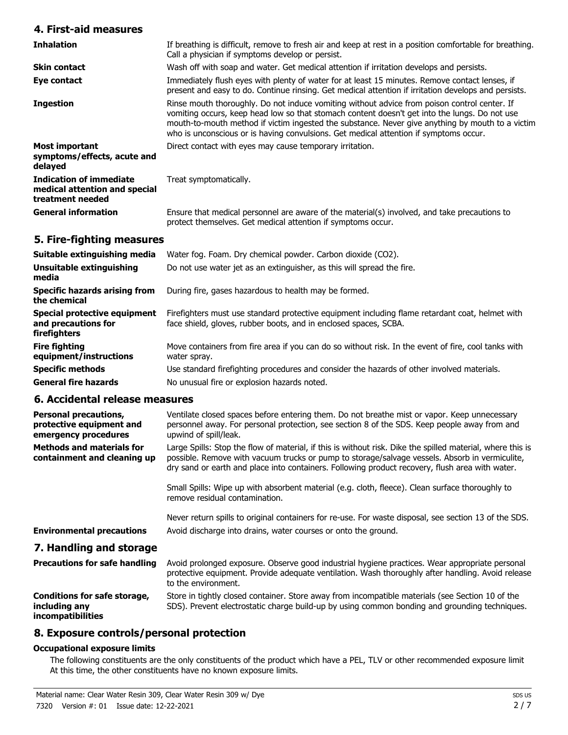## 4. First-aid measures

| | |
|---|---|
| **Inhalation** | If breathing is difficult, remove to fresh air and keep at rest in a position comfortable for breathing. Call a physician if symptoms develop or persist. |
| **Skin contact** | Wash off with soap and water. Get medical attention if irritation develops and persists. |
| **Eye contact** | Immediately flush eyes with plenty of water for at least 15 minutes. Remove contact lenses, if present and easy to do. Continue rinsing. Get medical attention if irritation develops and persists. |
| **Ingestion** | Rinse mouth thoroughly. Do not induce vomiting without advice from poison control center. If vomiting occurs, keep head low so that stomach content doesn't get into the lungs. Do not use mouth-to-mouth method if victim ingested the substance. Never give anything by mouth to a victim who is unconscious or is having convulsions. Get medical attention if symptoms occur. |
| **Most important symptoms/effects, acute and delayed** | Direct contact with eyes may cause temporary irritation. |
| **Indication of immediate medical attention and special treatment needed** | Treat symptomatically. |
| **General information** | Ensure that medical personnel are aware of the material(s) involved, and take precautions to protect themselves. Get medical attention if symptoms occur. |

## 5. Fire-fighting measures

| | |
|---|---|
| **Suitable extinguishing media** | Water fog. Foam. Dry chemical powder. Carbon dioxide ($CO_2$). |
| **Unsuitable extinguishing media** | Do not use water jet as an extinguisher, as this will spread the fire. |
| **Specific hazards arising from the chemical** | During fire, gases hazardous to health may be formed. |
| **Special protective equipment and precautions for firefighters** | Firefighters must use standard protective equipment including flame retardant coat, helmet with face shield, gloves, rubber boots, and in enclosed spaces, SCBA. |
| **Fire fighting equipment/instructions** | Move containers from fire area if you can do so without risk. In the event of fire, cool tanks with water spray. |
| **Specific methods** | Use standard firefighting procedures and consider the hazards of other involved materials. |
| **General fire hazards** | No unusual fire or explosion hazards noted. |

## 6. Accidental release measures

| | |
|---|---|
| **Personal precautions, protective equipment and emergency procedures** | Ventilate closed spaces before entering them. Do not breathe mist or vapor. Keep unnecessary personnel away. For personal protection, see section 8 of the SDS. Keep people away from and upwind of spill/leak. |
| **Methods and materials for containment and cleaning up** | Large Spills: Stop the flow of material, if this is without risk. Dike the spilled material, where this is possible. Remove with vacuum trucks or pump to storage/salvage vessels. Absorb in vermiculite, dry sand or earth and place into containers. Following product recovery, flush area with water.<br><br>Small Spills: Wipe up with absorbent material (e.g. cloth, fleece). Clean surface thoroughly to remove residual contamination.<br><br>Never return spills to original containers for re-use. For waste disposal, see section 13 of the SDS. |
| **Environmental precautions** | Avoid discharge into drains, water courses or onto the ground. |

## 7. Handling and storage

| | |
|---|---|
| **Precautions for safe handling** | Avoid prolonged exposure. Observe good industrial hygiene practices. Wear appropriate personal protective equipment. Provide adequate ventilation. Wash thoroughly after handling. Avoid release to the environment. |
| **Conditions for safe storage, including any incompatibilities** | Store in tightly closed container. Store away from incompatible materials (see Section 10 of the SDS). Prevent electrostatic charge build-up by using common bonding and grounding techniques. |

## 8. Exposure controls/personal protection

### Occupational exposure limits

The following constituents are the only constituents of the product which have a PEL, TLV or other recommended exposure limit At this time, the other constituents have no known exposure limits.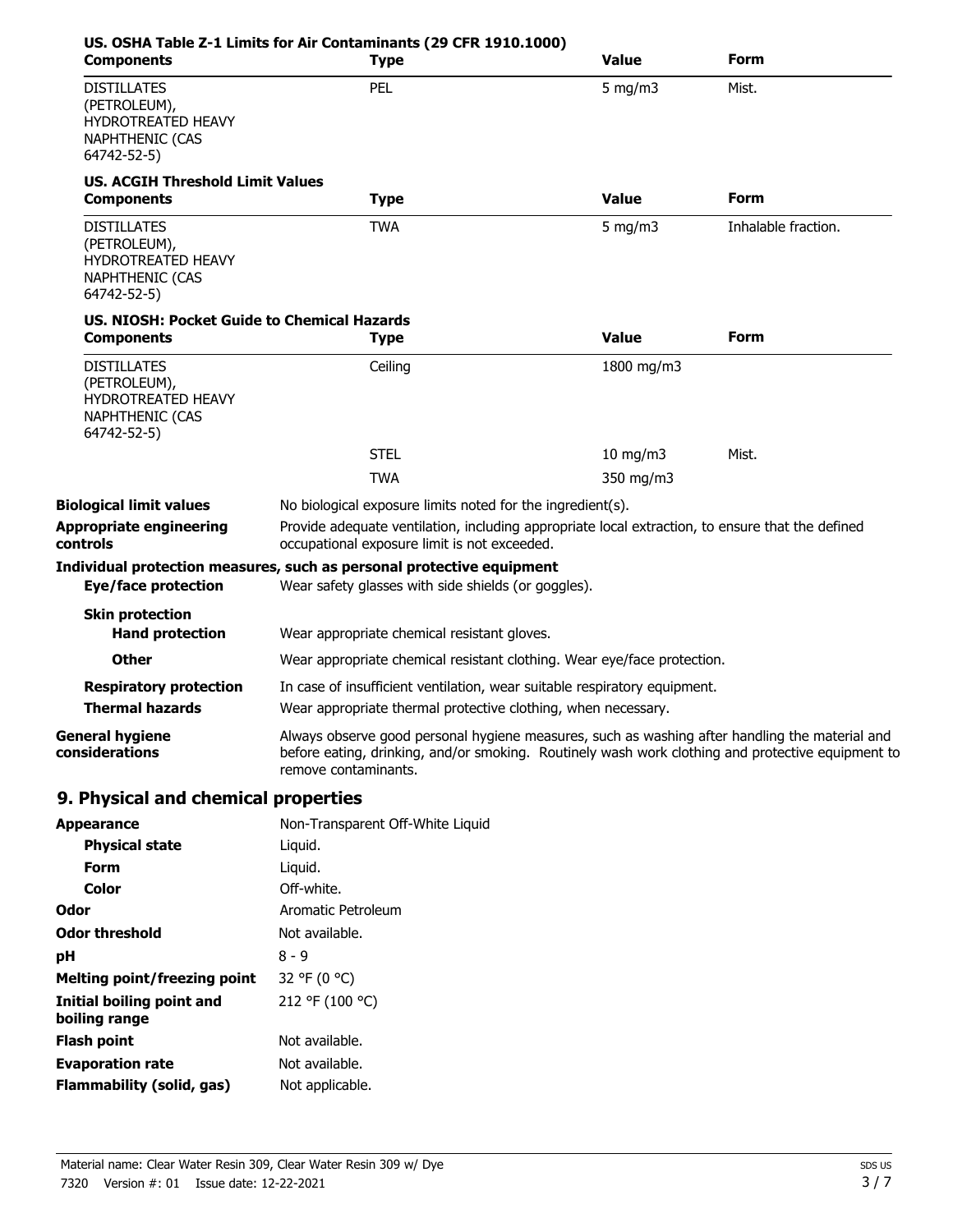**US. OSHA Table Z-1 Limits for Air Contaminants (29 CFR 1910.1000)**

| Components | Type | Value | Form |
|---|---|---|---|
| DISTILLATES (PETROLEUM), HYDROTREATED HEAVY NAPHTHENIC (CAS 64742-52-5) | PEL | 5 mg/m3 | Mist. |

**US. ACGIH Threshold Limit Values**

| Components | Type | Value | Form |
|---|---|---|---|
| DISTILLATES (PETROLEUM), HYDROTREATED HEAVY NAPHTHENIC (CAS 64742-52-5) | TWA | 5 mg/m3 | Inhalable fraction. |

**US. NIOSH: Pocket Guide to Chemical Hazards**

| Components | Type | Value | Form |
|---|---|---|---|
| DISTILLATES (PETROLEUM), HYDROTREATED HEAVY NAPHTHENIC (CAS 64742-52-5) | Ceiling | 1800 mg/m3 | |
| | STEL | 10 mg/m3 | Mist. |
| | TWA | 350 mg/m3 | |

**Biological limit values** No biological exposure limits noted for the ingredient(s).

**Appropriate engineering controls** Provide adequate ventilation, including appropriate local extraction, to ensure that the defined occupational exposure limit is not exceeded.

**Individual protection measures, such as personal protective equipment**

**Eye/face protection** Wear safety glasses with side shields (or goggles).

**Skin protection**

**Hand protection** Wear appropriate chemical resistant gloves.

**Other** Wear appropriate chemical resistant clothing. Wear eye/face protection.

**Respiratory protection** In case of insufficient ventilation, wear suitable respiratory equipment.

**Thermal hazards** Wear appropriate thermal protective clothing, when necessary.

**General hygiene considerations** Always observe good personal hygiene measures, such as washing after handling the material and before eating, drinking, and/or smoking. Routinely wash work clothing and protective equipment to remove contaminants.

## 9. Physical and chemical properties

| | |
|---|---|
| **Appearance** | Non-Transparent Off-White Liquid |
| **Physical state** | Liquid. |
| **Form** | Liquid. |
| **Color** | Off-white. |
| **Odor** | Aromatic Petroleum |
| **Odor threshold** | Not available. |
| **pH** | 8 - 9 |
| **Melting point/freezing point** | 32 °F (0 °C) |
| **Initial boiling point and boiling range** | 212 °F (100 °C) |
| **Flash point** | Not available. |
| **Evaporation rate** | Not available. |
| **Flammability (solid, gas)** | Not applicable. |

Material name: Clear Water Resin 309, Clear Water Resin 309 w/ Dye
7320 Version #: 01 Issue date: 12-22-2021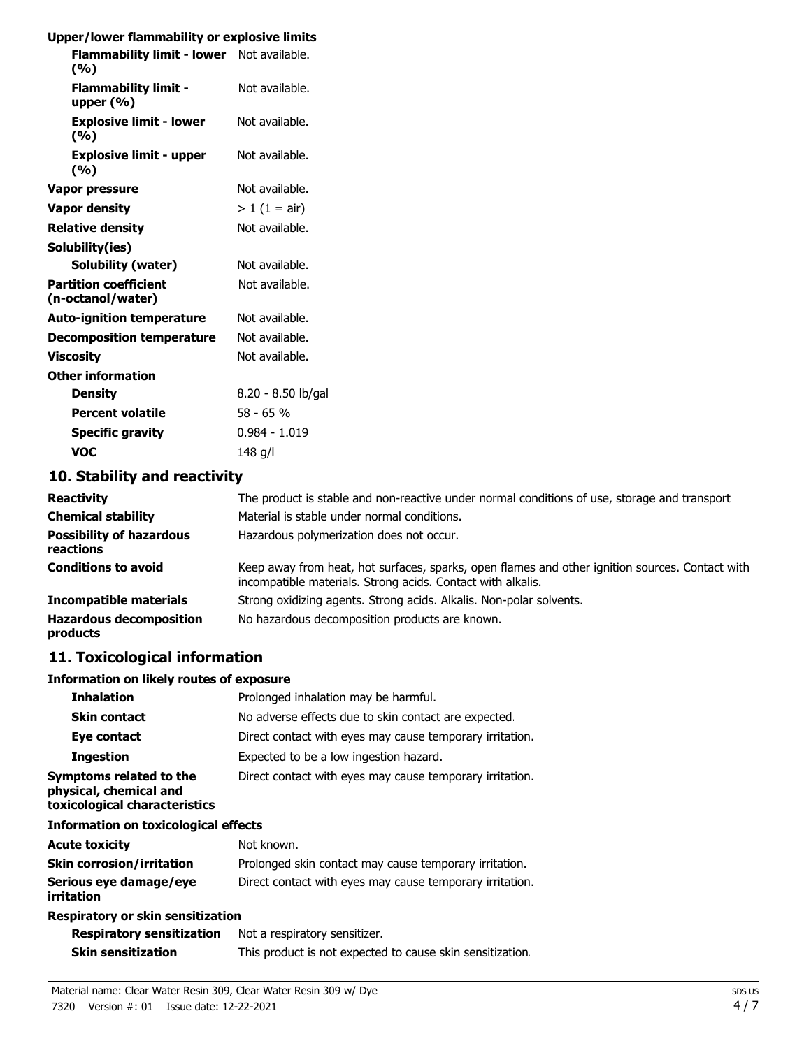**Upper/lower flammability or explosive limits**

| | |
|---|---|
| **Flammability limit - lower (%)** | Not available. |
| **Flammability limit - upper (%)** | Not available. |
| **Explosive limit - lower (%)** | Not available. |
| **Explosive limit - upper (%)** | Not available. |
| **Vapor pressure** | Not available. |
| **Vapor density** | > 1 (1 = air) |
| **Relative density** | Not available. |
| **Solubility(ies)** | |
| **Solubility (water)** | Not available. |
| **Partition coefficient (n-octanol/water)** | Not available. |
| **Auto-ignition temperature** | Not available. |
| **Decomposition temperature** | Not available. |
| **Viscosity** | Not available. |
| **Other information** | |
| **Density** | 8.20 - 8.50 lb/gal |
| **Percent volatile** | 58 - 65 % |
| **Specific gravity** | 0.984 - 1.019 |
| **VOC** | 148 g/l |

## 10. Stability and reactivity

| | |
|---|---|
| **Reactivity** | The product is stable and non-reactive under normal conditions of use, storage and transport |
| **Chemical stability** | Material is stable under normal conditions. |
| **Possibility of hazardous reactions** | Hazardous polymerization does not occur. |
| **Conditions to avoid** | Keep away from heat, hot surfaces, sparks, open flames and other ignition sources. Contact with incompatible materials. Strong acids. Contact with alkalis. |
| **Incompatible materials** | Strong oxidizing agents. Strong acids. Alkalis. Non-polar solvents. |
| **Hazardous decomposition products** | No hazardous decomposition products are known. |

## 11. Toxicological information

**Information on likely routes of exposure**

| | |
|---|---|
| **Inhalation** | Prolonged inhalation may be harmful. |
| **Skin contact** | No adverse effects due to skin contact are expected. |
| **Eye contact** | Direct contact with eyes may cause temporary irritation. |
| **Ingestion** | Expected to be a low ingestion hazard. |
| **Symptoms related to the physical, chemical and toxicological characteristics** | Direct contact with eyes may cause temporary irritation. |

**Information on toxicological effects**

| | |
|---|---|
| **Acute toxicity** | Not known. |
| **Skin corrosion/irritation** | Prolonged skin contact may cause temporary irritation. |
| **Serious eye damage/eye irritation** | Direct contact with eyes may cause temporary irritation. |

**Respiratory or skin sensitization**

| | |
|---|---|
| **Respiratory sensitization** | Not a respiratory sensitizer. |
| **Skin sensitization** | This product is not expected to cause skin sensitization. |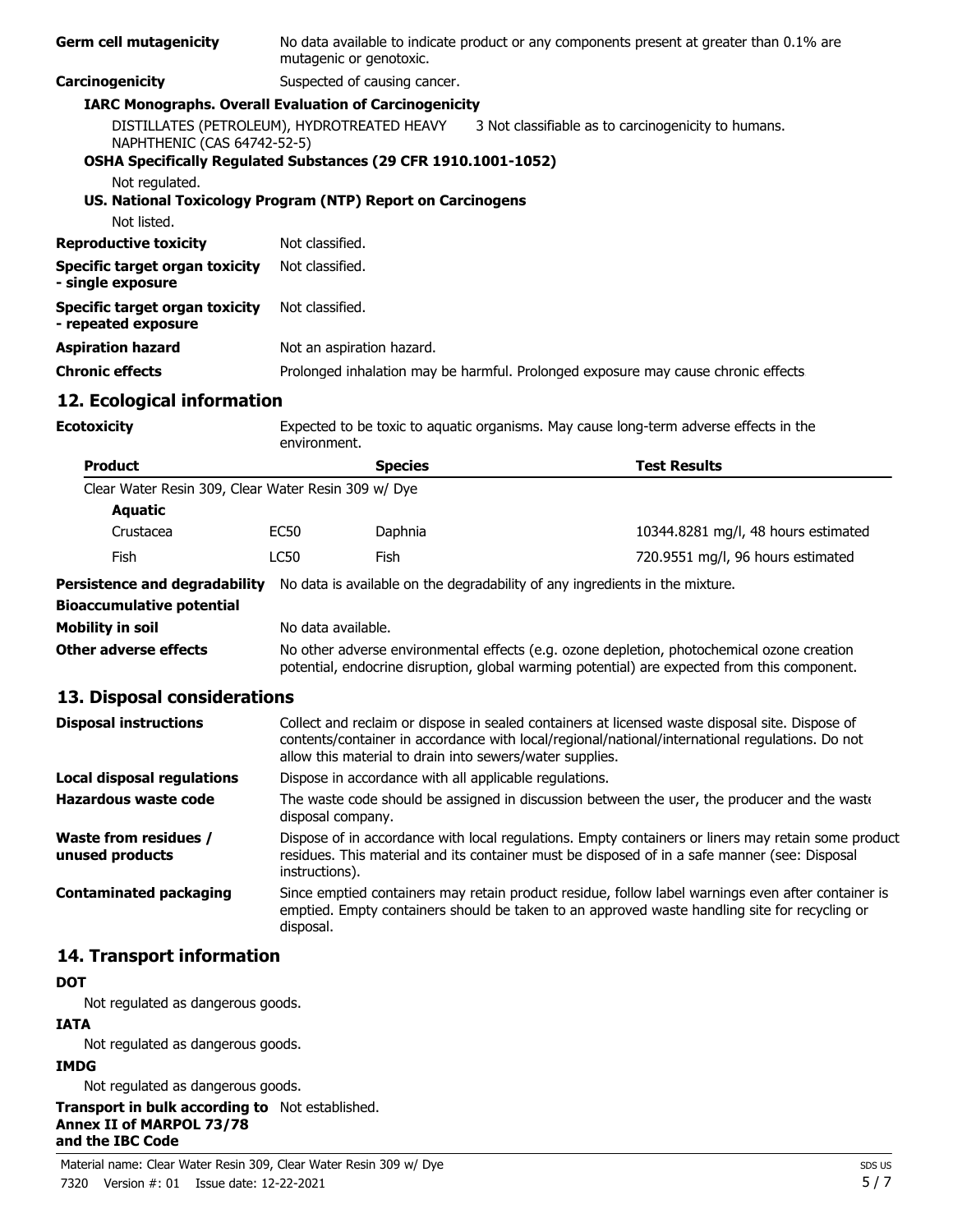**Germ cell mutagenicity** No data available to indicate product or any components present at greater than 0.1% are mutagenic or genotoxic.

**Carcinogenicity** Suspected of causing cancer.

**IARC Monographs. Overall Evaluation of Carcinogenicity**

DISTILLATES (PETROLEUM), HYDROTREATED HEAVY NAPHTHENIC (CAS 64742-52-5) 3 Not classifiable as to carcinogenicity to humans.

**OSHA Specifically Regulated Substances (29 CFR 1910.1001-1052)**

Not regulated.

**US. National Toxicology Program (NTP) Report on Carcinogens**

Not listed.

**Reproductive toxicity** Not classified.

**Specific target organ toxicity - single exposure** Not classified.

**Specific target organ toxicity - repeated exposure** Not classified.

**Aspiration hazard** Not an aspiration hazard.

**Chronic effects** Prolonged inhalation may be harmful. Prolonged exposure may cause chronic effects.

## 12. Ecological information

**Ecotoxicity** Expected to be toxic to aquatic organisms. May cause long-term adverse effects in the environment.

| Product | | Species | Test Results |
|---|---|---|---|
| Clear Water Resin 309, Clear Water Resin 309 w/ Dye | | | |
| **Aquatic** | | | |
| Crustacea | EC50 | Daphnia | 10344.8281 mg/l, 48 hours estimated |
| Fish | LC50 | Fish | 720.9551 mg/l, 96 hours estimated |

**Persistence and degradability** No data is available on the degradability of any ingredients in the mixture.

**Bioaccumulative potential**

**Mobility in soil** No data available.

**Other adverse effects** No other adverse environmental effects (e.g. ozone depletion, photochemical ozone creation potential, endocrine disruption, global warming potential) are expected from this component.

## 13. Disposal considerations

**Disposal instructions** Collect and reclaim or dispose in sealed containers at licensed waste disposal site. Dispose of contents/container in accordance with local/regional/national/international regulations. Do not allow this material to drain into sewers/water supplies.

**Local disposal regulations** Dispose in accordance with all applicable regulations.

**Hazardous waste code** The waste code should be assigned in discussion between the user, the producer and the waste disposal company.

**Waste from residues / unused products** Dispose of in accordance with local regulations. Empty containers or liners may retain some product residues. This material and its container must be disposed of in a safe manner (see: Disposal instructions).

**Contaminated packaging** Since emptied containers may retain product residue, follow label warnings even after container is emptied. Empty containers should be taken to an approved waste handling site for recycling or disposal.

## 14. Transport information

**DOT**

Not regulated as dangerous goods.

**IATA**

Not regulated as dangerous goods.

**IMDG**

Not regulated as dangerous goods.

**Transport in bulk according to Annex II of MARPOL 73/78 and the IBC Code** Not established.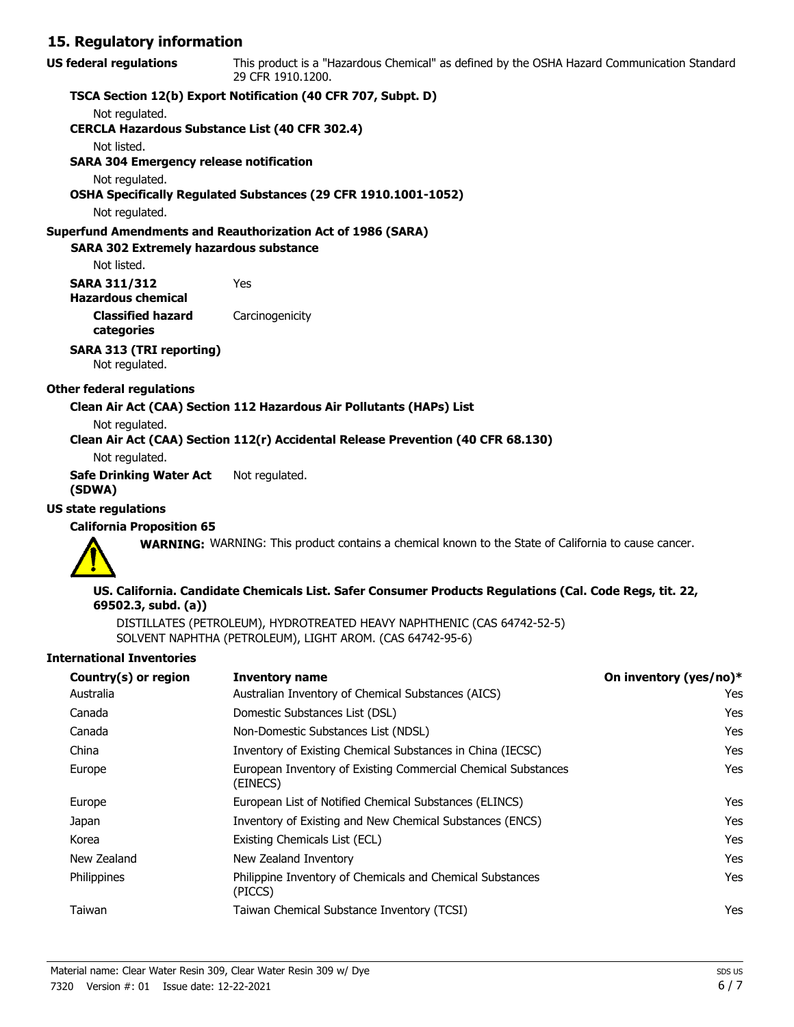## 15. Regulatory information

**US federal regulations** This product is a "Hazardous Chemical" as defined by the OSHA Hazard Communication Standard 29 CFR 1910.1200.

**TSCA Section 12(b) Export Notification (40 CFR 707, Subpt. D)**

Not regulated.

**CERCLA Hazardous Substance List (40 CFR 302.4)**

Not listed.

**SARA 304 Emergency release notification**

Not regulated.

**OSHA Specifically Regulated Substances (29 CFR 1910.1001-1052)**

Not regulated.

**Superfund Amendments and Reauthorization Act of 1986 (SARA)**

**SARA 302 Extremely hazardous substance**

Not listed.

**SARA 311/312 Hazardous chemical** Yes

**Classified hazard categories** Carcinogenicity

**SARA 313 (TRI reporting)**

Not regulated.

**Other federal regulations**

**Clean Air Act (CAA) Section 112 Hazardous Air Pollutants (HAPs) List**

Not regulated.

**Clean Air Act (CAA) Section 112(r) Accidental Release Prevention (40 CFR 68.130)**

Not regulated.

**Safe Drinking Water Act (SDWA)** Not regulated.

**US state regulations**

**California Proposition 65**

**WARNING:** WARNING: This product contains a chemical known to the State of California to cause cancer.

**US. California. Candidate Chemicals List. Safer Consumer Products Regulations (Cal. Code Regs, tit. 22, 69502.3, subd. (a))**

DISTILLATES (PETROLEUM), HYDROTREATED HEAVY NAPHTHENIC (CAS 64742-52-5)
SOLVENT NAPHTHA (PETROLEUM), LIGHT AROM. (CAS 64742-95-6)

**International Inventories**

| Country(s) or region | Inventory name | On inventory (yes/no)* |
|---|---|---|
| Australia | Australian Inventory of Chemical Substances (AICS) | Yes |
| Canada | Domestic Substances List (DSL) | Yes |
| Canada | Non-Domestic Substances List (NDSL) | Yes |
| China | Inventory of Existing Chemical Substances in China (IECSC) | Yes |
| Europe | European Inventory of Existing Commercial Chemical Substances (EINECS) | Yes |
| Europe | European List of Notified Chemical Substances (ELINCS) | Yes |
| Japan | Inventory of Existing and New Chemical Substances (ENCS) | Yes |
| Korea | Existing Chemicals List (ECL) | Yes |
| New Zealand | New Zealand Inventory | Yes |
| Philippines | Philippine Inventory of Chemicals and Chemical Substances (PICCS) | Yes |
| Taiwan | Taiwan Chemical Substance Inventory (TCSI) | Yes |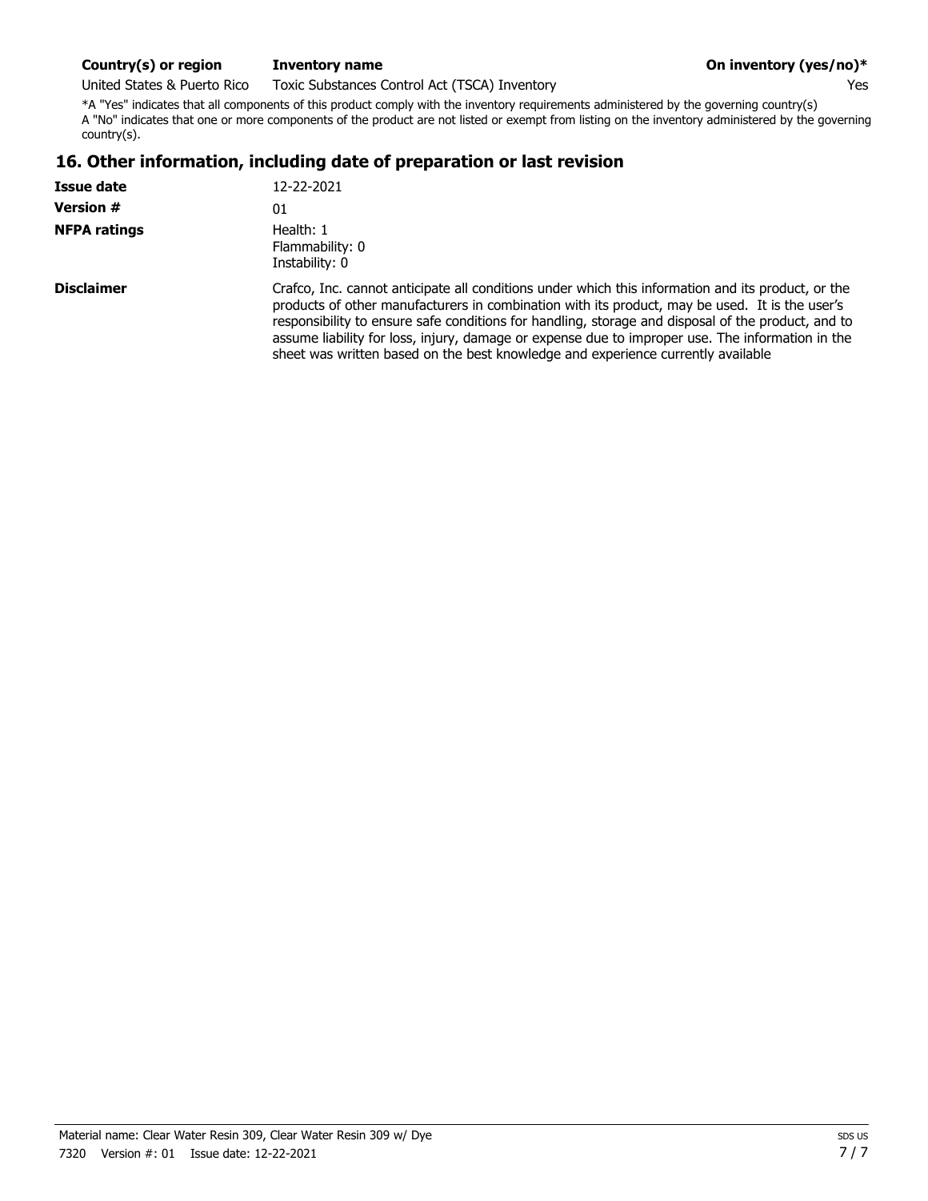| Country(s) or region | Inventory name | On inventory (yes/no)* |
| --- | --- | --- |
| United States & Puerto Rico | Toxic Substances Control Act (TSCA) Inventory | Yes |

*A "Yes" indicates that all components of this product comply with the inventory requirements administered by the governing country(s)
A "No" indicates that one or more components of the product are not listed or exempt from listing on the inventory administered by the governing country(s).

## 16. Other information, including date of preparation or last revision

**Issue date** 12-22-2021

**Version #** 01

**NFPA ratings**
Health: 1
Flammability: 0
Instability: 0

**Disclaimer** Crafco, Inc. cannot anticipate all conditions under which this information and its product, or the products of other manufacturers in combination with its product, may be used. It is the user's responsibility to ensure safe conditions for handling, storage and disposal of the product, and to assume liability for loss, injury, damage or expense due to improper use. The information in the sheet was written based on the best knowledge and experience currently available